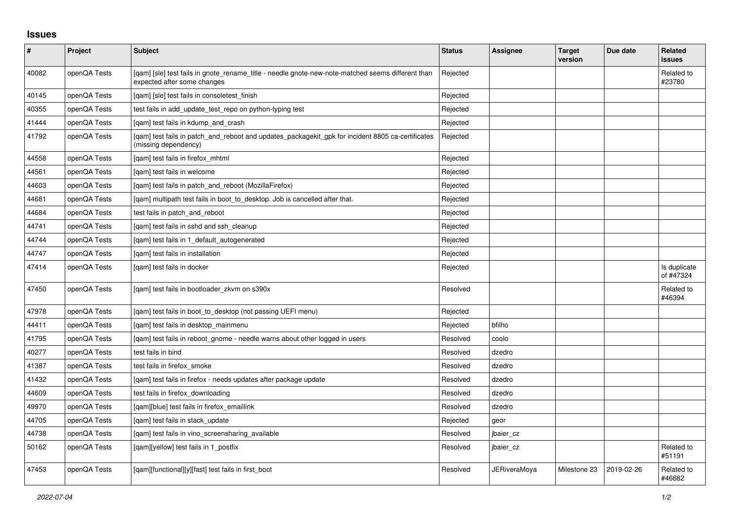## Issues

| # | Project | Subject | Status | Assignee | Target version | Due date | Related issues |
|---|---|---|---|---|---|---|---|
| 40082 | openQA Tests | [qam] [sle] test fails in gnote_rename_title - needle gnote-new-note-matched seems different than expected after some changes | Rejected | | | | Related to #23780 |
| 40145 | openQA Tests | [qam] [sle] test fails in consoletest_finish | Rejected | | | | |
| 40355 | openQA Tests | test fails in add_update_test_repo on python-typing test | Rejected | | | | |
| 41444 | openQA Tests | [qam] test fails in kdump_and_crash | Rejected | | | | |
| 41792 | openQA Tests | [qam] test fails in patch_and_reboot and updates_packagekit_gpk for incident 8805 ca-certificates (missing dependency) | Rejected | | | | |
| 44558 | openQA Tests | [qam] test fails in firefox_mhtml | Rejected | | | | |
| 44561 | openQA Tests | [qam] test fails in welcome | Rejected | | | | |
| 44603 | openQA Tests | [qam] test fails in patch_and_reboot (MozillaFirefox) | Rejected | | | | |
| 44681 | openQA Tests | [qam] multipath test fails in boot_to_desktop. Job is cancelled after that. | Rejected | | | | |
| 44684 | openQA Tests | test fails in patch_and_reboot | Rejected | | | | |
| 44741 | openQA Tests | [qam] test fails in sshd and ssh_cleanup | Rejected | | | | |
| 44744 | openQA Tests | [qam] test fails in 1_default_autogenerated | Rejected | | | | |
| 44747 | openQA Tests | [qam] test fails in installation | Rejected | | | | |
| 47414 | openQA Tests | [qam] test fails in docker | Rejected | | | | Is duplicate of #47324 |
| 47450 | openQA Tests | [qam] test fails in bootloader_zkvm on s390x | Resolved | | | | Related to #46394 |
| 47978 | openQA Tests | [qam] test fails in boot_to_desktop (not passing UEFI menu) | Rejected | | | | |
| 44411 | openQA Tests | [qam] test fails in desktop_mainmenu | Rejected | bfilho | | | |
| 41795 | openQA Tests | [qam] test fails in reboot_gnome - needle warns about other logged in users | Resolved | coolo | | | |
| 40277 | openQA Tests | test fails in bind | Resolved | dzedro | | | |
| 41387 | openQA Tests | test fails in firefox_smoke | Resolved | dzedro | | | |
| 41432 | openQA Tests | [qam] test fails in firefox - needs updates after package update | Resolved | dzedro | | | |
| 44609 | openQA Tests | test fails in firefox_downloading | Resolved | dzedro | | | |
| 49970 | openQA Tests | [qam][blue] test fails in firefox_emaillink | Resolved | dzedro | | | |
| 44705 | openQA Tests | [qam] test fails in stack_update | Rejected | geor | | | |
| 44738 | openQA Tests | [qam] test fails in vino_screensharing_available | Resolved | jbaier_cz | | | |
| 50162 | openQA Tests | [qam][yellow] test fails in 1_postfix | Resolved | jbaier_cz | | | Related to #51191 |
| 47453 | openQA Tests | [qam][functional][y][fast] test fails in first_boot | Resolved | JERiveraMoya | Milestone 23 | 2019-02-26 | Related to #46682 |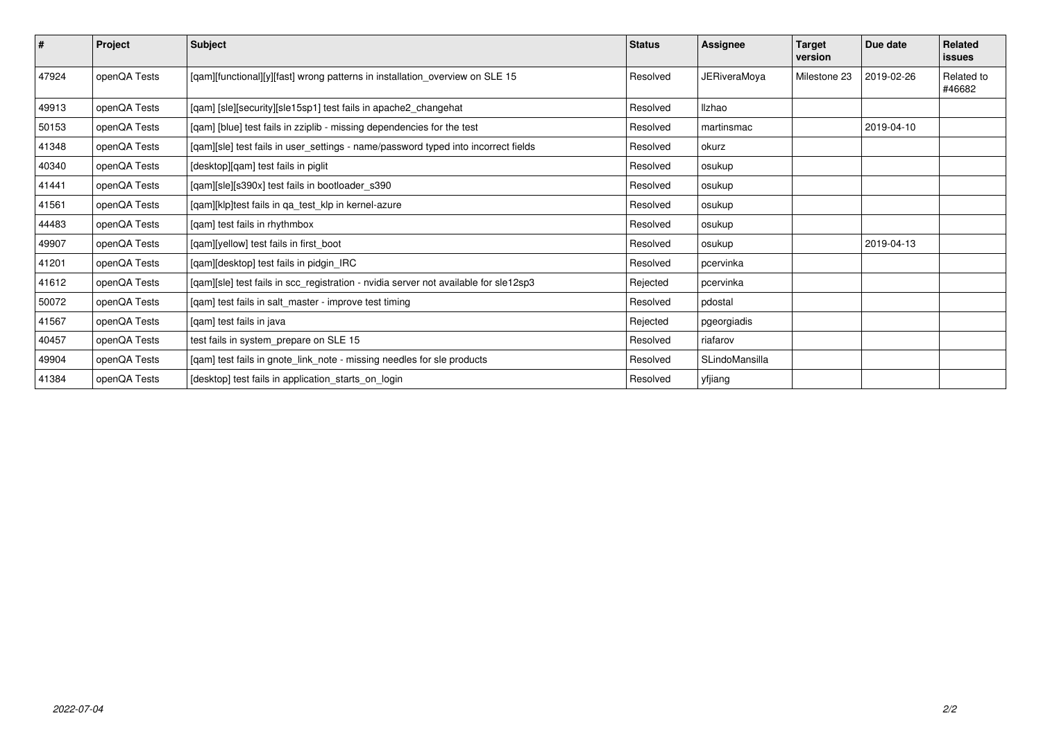| # | Project | Subject | Status | Assignee | Target version | Due date | Related issues |
|---|---|---|---|---|---|---|---|
| 47924 | openQA Tests | [qam][functional][y][fast] wrong patterns in installation_overview on SLE 15 | Resolved | JERiveraMoya | Milestone 23 | 2019-02-26 | Related to #46682 |
| 49913 | openQA Tests | [qam] [sle][security][sle15sp1] test fails in apache2_changehat | Resolved | llzhao | | | |
| 50153 | openQA Tests | [qam] [blue] test fails in zziplib - missing dependencies for the test | Resolved | martinsmac | | 2019-04-10 | |
| 41348 | openQA Tests | [qam][sle] test fails in user_settings - name/password typed into incorrect fields | Resolved | okurz | | | |
| 40340 | openQA Tests | [desktop][qam] test fails in piglit | Resolved | osukup | | | |
| 41441 | openQA Tests | [qam][sle][s390x] test fails in bootloader_s390 | Resolved | osukup | | | |
| 41561 | openQA Tests | [qam][klp]test fails in qa_test_klp in kernel-azure | Resolved | osukup | | | |
| 44483 | openQA Tests | [qam] test fails in rhythmbox | Resolved | osukup | | | |
| 49907 | openQA Tests | [qam][yellow] test fails in first_boot | Resolved | osukup | | 2019-04-13 | |
| 41201 | openQA Tests | [qam][desktop] test fails in pidgin_IRC | Resolved | pcervinka | | | |
| 41612 | openQA Tests | [qam][sle] test fails in scc_registration - nvidia server not available for sle12sp3 | Rejected | pcervinka | | | |
| 50072 | openQA Tests | [qam] test fails in salt_master - improve test timing | Resolved | pdostal | | | |
| 41567 | openQA Tests | [qam] test fails in java | Rejected | pgeorgiadis | | | |
| 40457 | openQA Tests | test fails in system_prepare on SLE 15 | Resolved | riafarov | | | |
| 49904 | openQA Tests | [qam] test fails in gnote_link_note - missing needles for sle products | Resolved | SLindoMansilla | | | |
| 41384 | openQA Tests | [desktop] test fails in application_starts_on_login | Resolved | yfjiang | | | |